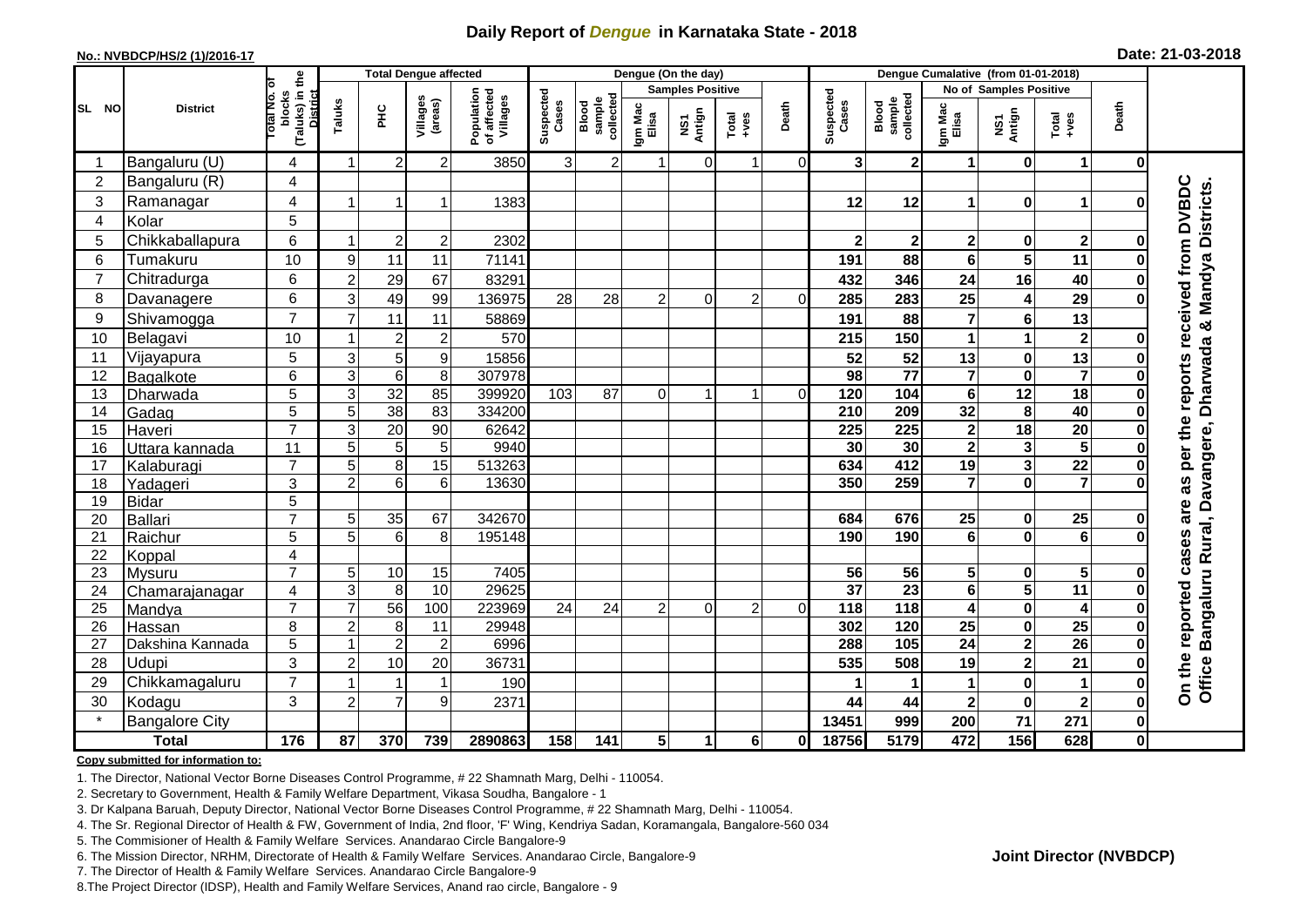# Daily Report of *Dengue* in Karnataka State - 2018

**No.: NVBDCP/HS/2 (1)/2016-17**

**Date: 21-03-2018**

| SL NO | District | Total No. of blocks (Taluks) in the District | Total Dengue affected | | | | Dengue (On the day) | | | | | | Dengue Cumalative (from 01-01-2018) | | | | | | |
|---|---|---|---|---|---|---|---|---|---|---|---|---|---|---|---|---|---|---|---|
| | | | Taluks | PHC | Villages (areas) | Population of affected Villages | Suspected Cases | Blood sample collected | Samples Positive | | | Death | Suspected Cases | Blood sample collected | No of Samples Positive | | | Death | |
| | | | | | | | | | Igm Mac Elisa | NS1 Antign | Total +ves | | | | Igm Mac Elisa | NS1 Antign | Total +ves | | |
| 1 | Bangaluru (U) | 4 | 1 | 2 | 2 | 3850 | 3 | 2 | 1 | 0 | 1 | 0 | 3 | 2 | 1 | 0 | 1 | 0 | On the reported cases are as per the reports received from DVBDC Office Bangaluru Rural, Davangere, Dharwada & Mandya Districts. |
| 2 | Bangaluru (R) | 4 | | | | | | | | | | | | | | | | | |
| 3 | Ramanagar | 4 | 1 | 1 | 1 | 1383 | | | | | | | 12 | 12 | 1 | 0 | 1 | 0 | |
| 4 | Kolar | 5 | | | | | | | | | | | | | | | | | |
| 5 | Chikkaballapura | 6 | 1 | 2 | 2 | 2302 | | | | | | | 2 | 2 | 2 | 0 | 2 | 0 | |
| 6 | Tumakuru | 10 | 9 | 11 | 11 | 71141 | | | | | | | 191 | 88 | 6 | 5 | 11 | 0 | |
| 7 | Chitradurga | 6 | 2 | 29 | 67 | 83291 | | | | | | | 432 | 346 | 24 | 16 | 40 | 0 | |
| 8 | Davanagere | 6 | 3 | 49 | 99 | 136975 | 28 | 28 | 2 | 0 | 2 | 0 | 285 | 283 | 25 | 4 | 29 | 0 | |
| 9 | Shivamogga | 7 | 7 | 11 | 11 | 58869 | | | | | | | 191 | 88 | 7 | 6 | 13 | | |
| 10 | Belagavi | 10 | 1 | 2 | 2 | 570 | | | | | | | 215 | 150 | 1 | 1 | 2 | 0 | |
| 11 | Vijayapura | 5 | 3 | 5 | 9 | 15856 | | | | | | | 52 | 52 | 13 | 0 | 13 | 0 | |
| 12 | Bagalkote | 6 | 3 | 6 | 8 | 307978 | | | | | | | 98 | 77 | 7 | 0 | 7 | 0 | |
| 13 | Dharwada | 5 | 3 | 32 | 85 | 399920 | 103 | 87 | 0 | 1 | 1 | 0 | 120 | 104 | 6 | 12 | 18 | 0 | |
| 14 | Gadag | 5 | 5 | 38 | 83 | 334200 | | | | | | | 210 | 209 | 32 | 8 | 40 | 0 | |
| 15 | Haveri | 7 | 3 | 20 | 90 | 62642 | | | | | | | 225 | 225 | 2 | 18 | 20 | 0 | |
| 16 | Uttara kannada | 11 | 5 | 5 | 5 | 9940 | | | | | | | 30 | 30 | 2 | 3 | 5 | 0 | |
| 17 | Kalaburagi | 7 | 5 | 8 | 15 | 513263 | | | | | | | 634 | 412 | 19 | 3 | 22 | 0 | |
| 18 | Yadageri | 3 | 2 | 6 | 6 | 13630 | | | | | | | 350 | 259 | 7 | 0 | 7 | 0 | |
| 19 | Bidar | 5 | | | | | | | | | | | | | | | | | |
| 20 | Ballari | 7 | 5 | 35 | 67 | 342670 | | | | | | | 684 | 676 | 25 | 0 | 25 | 0 | |
| 21 | Raichur | 5 | 5 | 6 | 8 | 195148 | | | | | | | 190 | 190 | 6 | 0 | 6 | 0 | |
| 22 | Koppal | 4 | | | | | | | | | | | | | | | | | |
| 23 | Mysuru | 7 | 5 | 10 | 15 | 7405 | | | | | | | 56 | 56 | 5 | 0 | 5 | 0 | |
| 24 | Chamarajanagar | 4 | 3 | 8 | 10 | 29625 | | | | | | | 37 | 23 | 6 | 5 | 11 | 0 | |
| 25 | Mandya | 7 | 7 | 56 | 100 | 223969 | 24 | 24 | 2 | 0 | 2 | 0 | 118 | 118 | 4 | 0 | 4 | 0 | |
| 26 | Hassan | 8 | 2 | 8 | 11 | 29948 | | | | | | | 302 | 120 | 25 | 0 | 25 | 0 | |
| 27 | Dakshina Kannada | 5 | 1 | 2 | 2 | 6996 | | | | | | | 288 | 105 | 24 | 2 | 26 | 0 | |
| 28 | Udupi | 3 | 2 | 10 | 20 | 36731 | | | | | | | 535 | 508 | 19 | 2 | 21 | 0 | |
| 29 | Chikkamagaluru | 7 | 1 | 1 | 1 | 190 | | | | | | | 1 | 1 | 1 | 0 | 1 | 0 | |
| 30 | Kodagu | 3 | 2 | 7 | 9 | 2371 | | | | | | | 44 | 44 | 2 | 0 | 2 | 0 | |
| * | Bangalore City | | | | | | | | | | | | 13451 | 999 | 200 | 71 | 271 | 0 | |
| | **Total** | **176** | **87** | **370** | **739** | **2890863** | **158** | **141** | **5** | **1** | **6** | **0** | **18756** | **5179** | **472** | **156** | **628** | **0** | |

**Copy submitted for information to:**

1. The Director, National Vector Borne Diseases Control Programme, # 22 Shamnath Marg, Delhi - 110054.
2. Secretary to Government, Health & Family Welfare Department, Vikasa Soudha, Bangalore - 1
3. Dr Kalpana Baruah, Deputy Director, National Vector Borne Diseases Control Programme, # 22 Shamnath Marg, Delhi - 110054.
4. The Sr. Regional Director of Health & FW, Government of India, 2nd floor, 'F' Wing, Kendriya Sadan, Koramangala, Bangalore-560 034
5. The Commisioner of Health & Family Welfare Services. Anandarao Circle Bangalore-9
6. The Mission Director, NRHM, Directorate of Health & Family Welfare Services. Anandarao Circle, Bangalore-9
7. The Director of Health & Family Welfare Services. Anandarao Circle Bangalore-9
8. The Project Director (IDSP), Health and Family Welfare Services, Anand rao circle, Bangalore - 9

**Joint Director (NVBDCP)**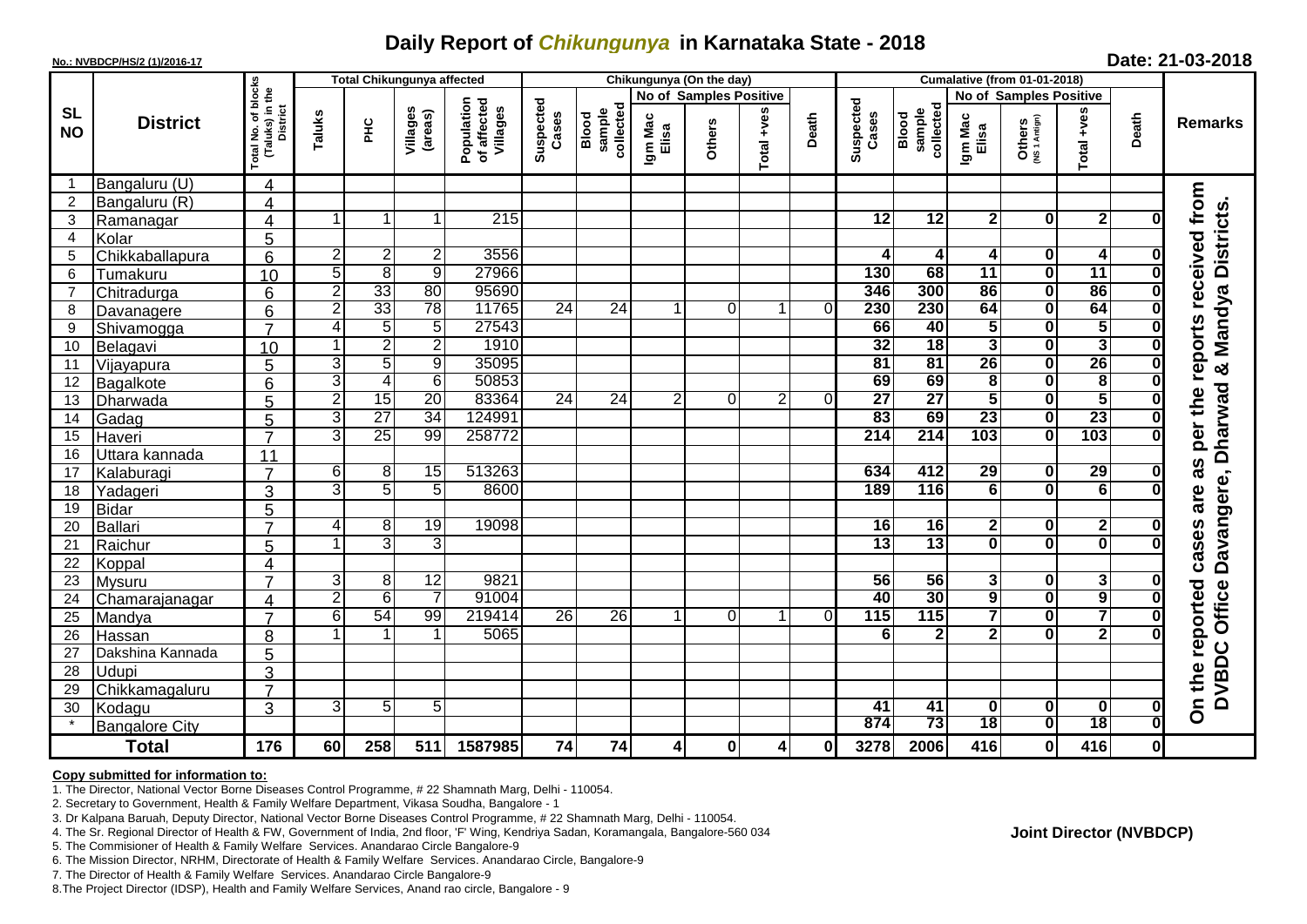# Daily Report of *Chikungunya* in Karnataka State - 2018

**No.: NVBDCP/HS/2 (1)/2016-17**

**Date: 21-03-2018**

| SL NO | District | Total No. of blocks (Taluks) in the District | Total Chikungunya affected | | | | Chikungunya (On the day) | | | | | | | Cumalative (from 01-01-2018) | | | | | | | Remarks |
|---|---|---|---|---|---|---|---|---|---|---|---|---|---|---|---|---|---|---|---|---|---|
| | | | | | | | | | No of Samples Positive | | | | | | No of Samples Positive | | | | |
| | | | Taluks | PHC | Villages (areas) | Population of affected Villages | Suspected Cases | Blood sample collected | Igm Mac Elisa | Others | Total +ves | Death | Suspected Cases | Blood sample collected | Igm Mac Elisa | Others (NS 1 Antign) | Total +ves | Death | |
| 1 | Bangaluru (U) | 4 | | | | | | | | | | | | | | | | | On the reported cases are as per the reports received from DVBDC Office Davangere, Dharwad & Mandya Districts. |
| 2 | Bangaluru (R) | 4 | | | | | | | | | | | | | | | | | |
| 3 | Ramanagar | 4 | 1 | 1 | 1 | 215 | | | | | | | 12 | 12 | 2 | 0 | 2 | 0 | |
| 4 | Kolar | 5 | | | | | | | | | | | | | | | | | |
| 5 | Chikkaballapura | 6 | 2 | 2 | 2 | 3556 | | | | | | | 4 | 4 | 4 | 0 | 4 | 0 | |
| 6 | Tumakuru | 10 | 5 | 8 | 9 | 27966 | | | | | | | 130 | 68 | 11 | 0 | 11 | 0 | |
| 7 | Chitradurga | 6 | 2 | 33 | 80 | 95690 | | | | | | | 346 | 300 | 86 | 0 | 86 | 0 | |
| 8 | Davanagere | 6 | 2 | 33 | 78 | 11765 | 24 | 24 | 1 | 0 | 1 | 0 | 230 | 230 | 64 | 0 | 64 | 0 | |
| 9 | Shivamogga | 7 | 4 | 5 | 5 | 27543 | | | | | | | 66 | 40 | 5 | 0 | 5 | 0 | |
| 10 | Belagavi | 10 | 1 | 2 | 2 | 1910 | | | | | | | 32 | 18 | 3 | 0 | 3 | 0 | |
| 11 | Vijayapura | 5 | 3 | 5 | 9 | 35095 | | | | | | | 81 | 81 | 26 | 0 | 26 | 0 | |
| 12 | Bagalkote | 6 | 3 | 4 | 6 | 50853 | | | | | | | 69 | 69 | 8 | 0 | 8 | 0 | |
| 13 | Dharwada | 5 | 2 | 15 | 20 | 83364 | 24 | 24 | 2 | 0 | 2 | 0 | 27 | 27 | 5 | 0 | 5 | 0 | |
| 14 | Gadag | 5 | 3 | 27 | 34 | 124991 | | | | | | | 83 | 69 | 23 | 0 | 23 | 0 | |
| 15 | Haveri | 7 | 3 | 25 | 99 | 258772 | | | | | | | 214 | 214 | 103 | 0 | 103 | 0 | |
| 16 | Uttara kannada | 11 | | | | | | | | | | | | | | | | | |
| 17 | Kalaburagi | 7 | 6 | 8 | 15 | 513263 | | | | | | | 634 | 412 | 29 | 0 | 29 | 0 | |
| 18 | Yadageri | 3 | 3 | 5 | 5 | 8600 | | | | | | | 189 | 116 | 6 | 0 | 6 | 0 | |
| 19 | Bidar | 5 | | | | | | | | | | | | | | | | | |
| 20 | Ballari | 7 | 4 | 8 | 19 | 19098 | | | | | | | 16 | 16 | 2 | 0 | 2 | 0 | |
| 21 | Raichur | 5 | 1 | 3 | 3 | | | | | | | | 13 | 13 | 0 | 0 | 0 | 0 | |
| 22 | Koppal | 4 | | | | | | | | | | | | | | | | | |
| 23 | Mysuru | 7 | 3 | 8 | 12 | 9821 | | | | | | | 56 | 56 | 3 | 0 | 3 | 0 | |
| 24 | Chamarajanagar | 4 | 2 | 6 | 7 | 91004 | | | | | | | 40 | 30 | 9 | 0 | 9 | 0 | |
| 25 | Mandya | 7 | 6 | 54 | 99 | 219414 | 26 | 26 | 1 | 0 | 1 | 0 | 115 | 115 | 7 | 0 | 7 | 0 | |
| 26 | Hassan | 8 | 1 | 1 | 1 | 5065 | | | | | | | 6 | 2 | 2 | 0 | 2 | 0 | |
| 27 | Dakshina Kannada | 5 | | | | | | | | | | | | | | | | | |
| 28 | Udupi | 3 | | | | | | | | | | | | | | | | | |
| 29 | Chikkamagaluru | 7 | | | | | | | | | | | | | | | | | |
| 30 | Kodagu | 3 | 3 | 5 | 5 | | | | | | | | 41 | 41 | 0 | 0 | 0 | 0 | |
| * | Bangalore City | | | | | | | | | | | | 874 | 73 | 18 | 0 | 18 | 0 | |
| | **Total** | **176** | **60** | **258** | **511** | **1587985** | **74** | **74** | **4** | **0** | **4** | **0** | **3278** | **2006** | **416** | **0** | **416** | **0** | |

**Copy submitted for information to:**

1. The Director, National Vector Borne Diseases Control Programme, # 22 Shamnath Marg, Delhi - 110054.
2. Secretary to Government, Health & Family Welfare Department, Vikasa Soudha, Bangalore - 1
3. Dr Kalpana Baruah, Deputy Director, National Vector Borne Diseases Control Programme, # 22 Shamnath Marg, Delhi - 110054.
4. The Sr. Regional Director of Health & FW, Government of India, 2nd floor, 'F' Wing, Kendriya Sadan, Koramangala, Bangalore-560 034
5. The Commisioner of Health & Family Welfare Services. Anandarao Circle Bangalore-9
6. The Mission Director, NRHM, Directorate of Health & Family Welfare Services. Anandarao Circle, Bangalore-9
7. The Director of Health & Family Welfare Services. Anandarao Circle Bangalore-9
8. The Project Director (IDSP), Health and Family Welfare Services, Anand rao circle, Bangalore - 9

**Joint Director (NVBDCP)**